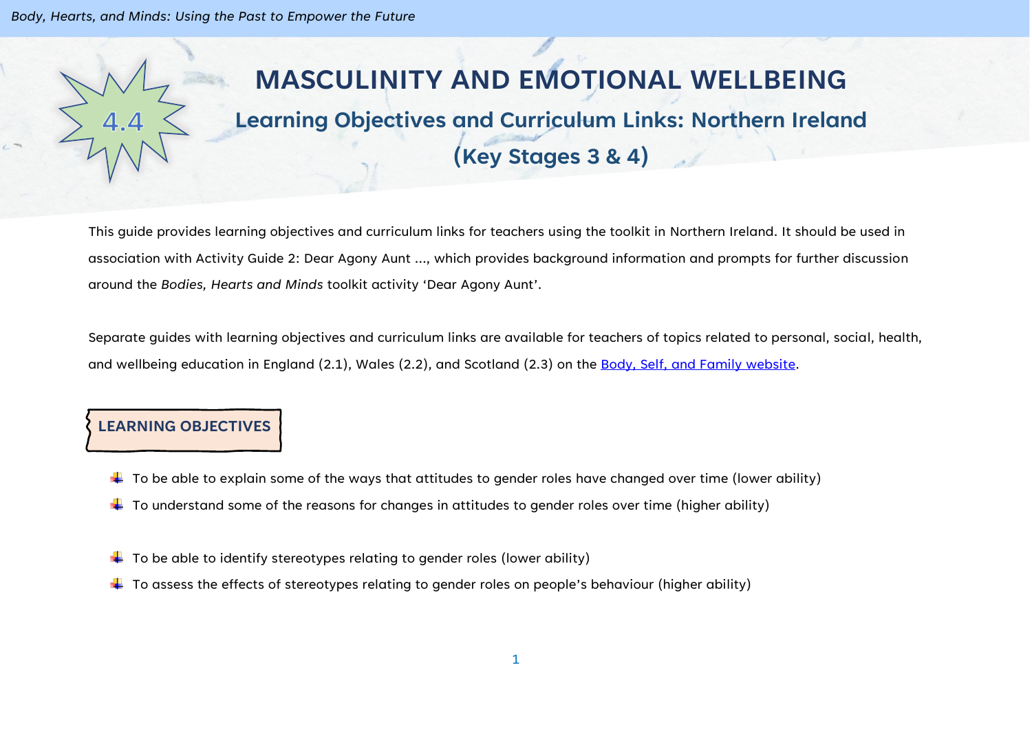# 4.4 MASCULINITY AND EMOTIONAL WELLBEING

## Learning Objectives and Curriculum Links: Northern Ireland (Key Stages 3 & 4)

This guide provides learning objectives and curriculum links for teachers using the toolkit in Northern Ireland. It should be used in association with Activity Guide 2: Dear Agony Aunt ..., which provides background information and prompts for further discussion around the *Bodies, Hearts and Minds* toolkit activity 'Dear Agony Aunt'.

Separate guides with learning objectives and curriculum links are available for teachers of topics related to personal, social, health, and wellbeing education in England (2.1), Wales (2.2), and Scotland (2.3) on the Body, Self, and Family website.

### LEARNING OBJECTIVES

- To be able to explain some of the ways that attitudes to gender roles have changed over time (lower ability)
- To understand some of the reasons for changes in attitudes to gender roles over time (higher ability)

- To be able to identify stereotypes relating to gender roles (lower ability)
- To assess the effects of stereotypes relating to gender roles on people's behaviour (higher ability)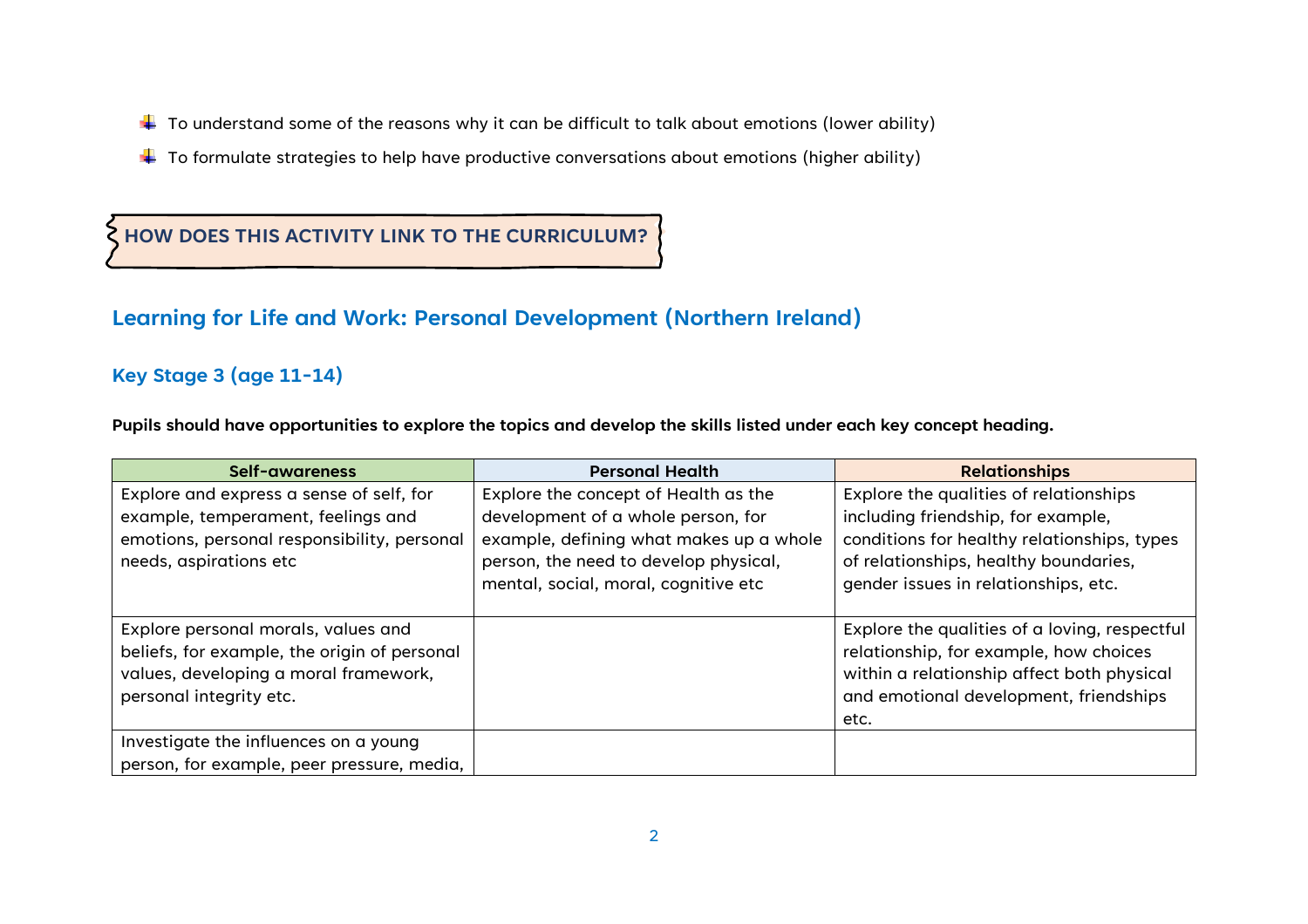- To understand some of the reasons why it can be difficult to talk about emotions (lower ability)
- To formulate strategies to help have productive conversations about emotions (higher ability)

## HOW DOES THIS ACTIVITY LINK TO THE CURRICULUM?

## Learning for Life and Work: Personal Development (Northern Ireland)

### Key Stage 3 (age 11-14)

**Pupils should have opportunities to explore the topics and develop the skills listed under each key concept heading.**

| Self-awareness | Personal Health | Relationships |
|---|---|---|
| Explore and express a sense of self, for example, temperament, feelings and emotions, personal responsibility, personal needs, aspirations etc | Explore the concept of Health as the development of a whole person, for example, defining what makes up a whole person, the need to develop physical, mental, social, moral, cognitive etc | Explore the qualities of relationships including friendship, for example, conditions for healthy relationships, types of relationships, healthy boundaries, gender issues in relationships, etc. |
| Explore personal morals, values and beliefs, for example, the origin of personal values, developing a moral framework, personal integrity etc. | | Explore the qualities of a loving, respectful relationship, for example, how choices within a relationship affect both physical and emotional development, friendships etc. |
| Investigate the influences on a young person, for example, peer pressure, media, | | |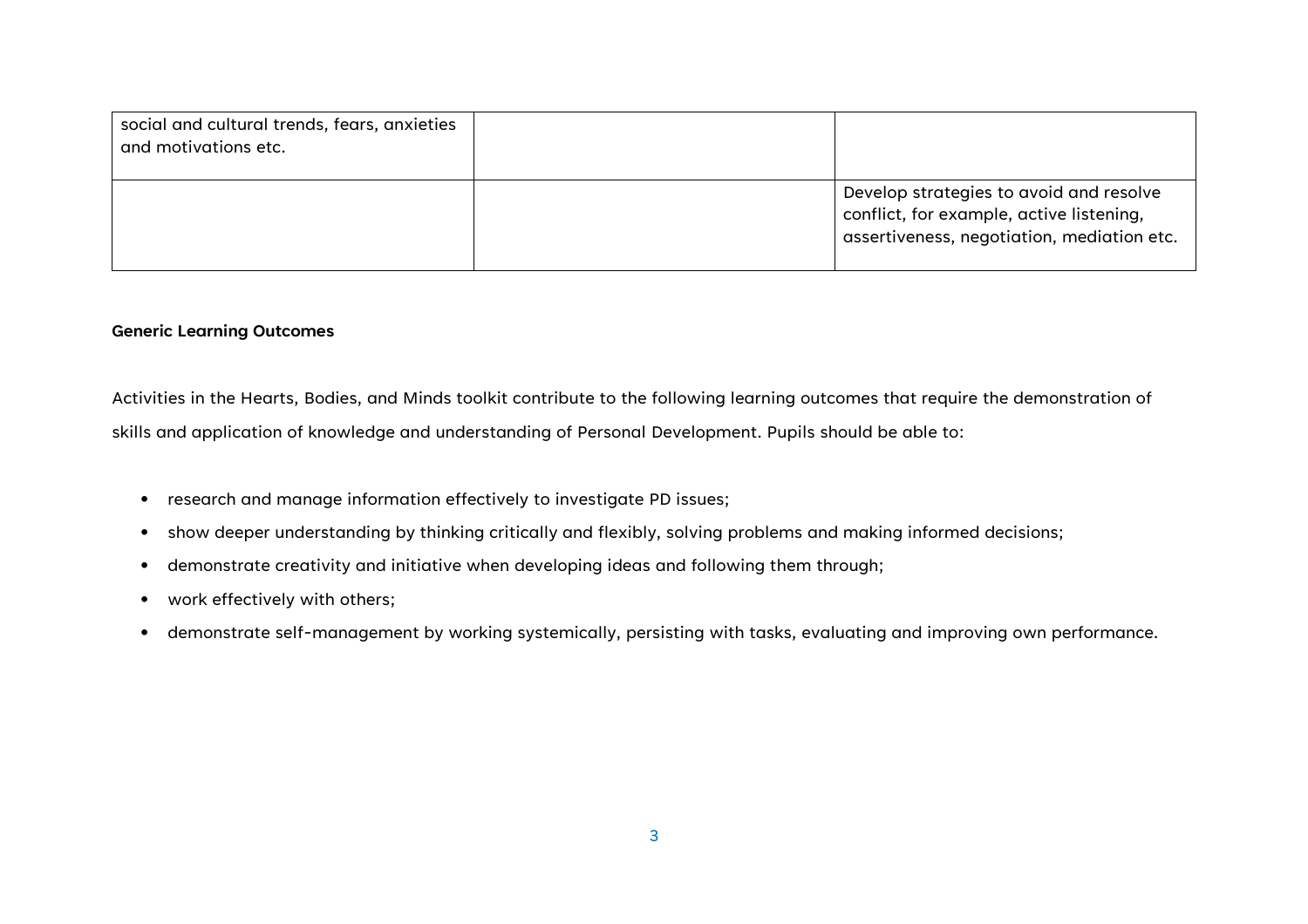| | | |
|---|---|---|
| social and cultural trends, fears, anxieties and motivations etc. | | |
| | | Develop strategies to avoid and resolve conflict, for example, active listening, assertiveness, negotiation, mediation etc. |

**Generic Learning Outcomes**

Activities in the Hearts, Bodies, and Minds toolkit contribute to the following learning outcomes that require the demonstration of skills and application of knowledge and understanding of Personal Development. Pupils should be able to:

- research and manage information effectively to investigate PD issues;
- show deeper understanding by thinking critically and flexibly, solving problems and making informed decisions;
- demonstrate creativity and initiative when developing ideas and following them through;
- work effectively with others;
- demonstrate self-management by working systemically, persisting with tasks, evaluating and improving own performance.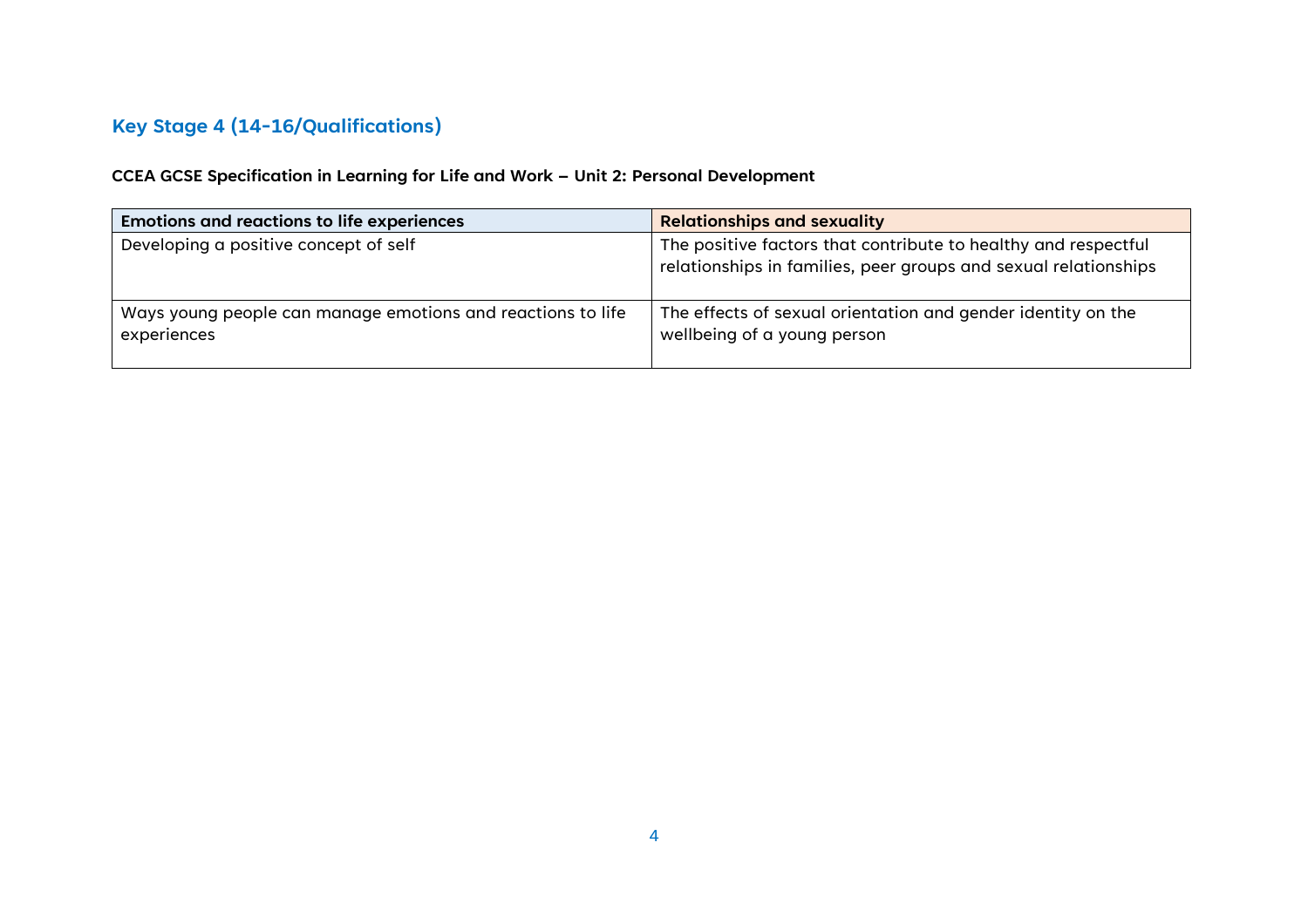## Key Stage 4 (14-16/Qualifications)

**CCEA GCSE Specification in Learning for Life and Work – Unit 2: Personal Development**

| Emotions and reactions to life experiences | Relationships and sexuality |
|---|---|
| Developing a positive concept of self | The positive factors that contribute to healthy and respectful relationships in families, peer groups and sexual relationships |
| Ways young people can manage emotions and reactions to life experiences | The effects of sexual orientation and gender identity on the wellbeing of a young person |